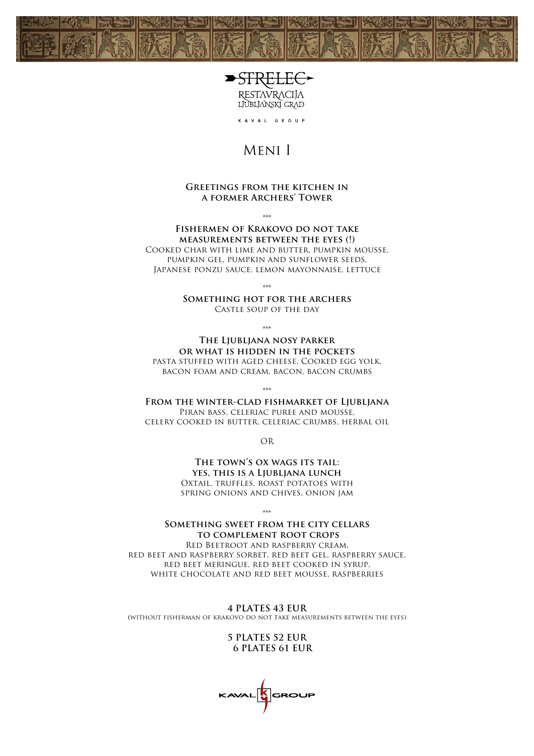STRELEC

RESTAVRACIJA
LJUBLJANSKI GRAD

KAVAL GROUP

# Meni I

**Greetings from the kitchen in a former Archers' Tower**

\*\*\*

**Fishermen of Krakovo do not take measurements between the eyes (!)**
Cooked char with lime and butter, pumpkin mousse, pumpkin gel, pumpkin and sunflower seeds, Japanese ponzu sauce, lemon mayonnaise, lettuce

\*\*\*

**Something hot for the archers**
Castle soup of the day

\*\*\*

**The Ljubljana nosy parker or what is hidden in the pockets**
pasta stuffed with aged cheese, Cooked egg yolk, bacon foam and cream, bacon, bacon crumbs

\*\*\*

**From the winter-clad fishmarket of Ljubljana**
Piran bass, celeriac puree and mousse, celery cooked in butter, celeriac crumbs, herbal oil

OR

**The town's ox wags its tail: yes, this is a Ljubljana lunch**
Oxtail, truffles, roast potatoes with spring onions and chives, onion jam

\*\*\*

**Something sweet from the city cellars to complement root crops**
Red Beetroot and raspberry cream, red beet and raspberry sorbet, red beet gel, raspberry sauce, red beet meringue, red beet cooked in syrup, white chocolate and red beet mousse, raspberries

**4 PLATES 43 EUR**
(without fisherman of krakovo do not take measurements between the eyes)

**5 PLATES 52 EUR**
**6 PLATES 61 EUR**

KAVAL GROUP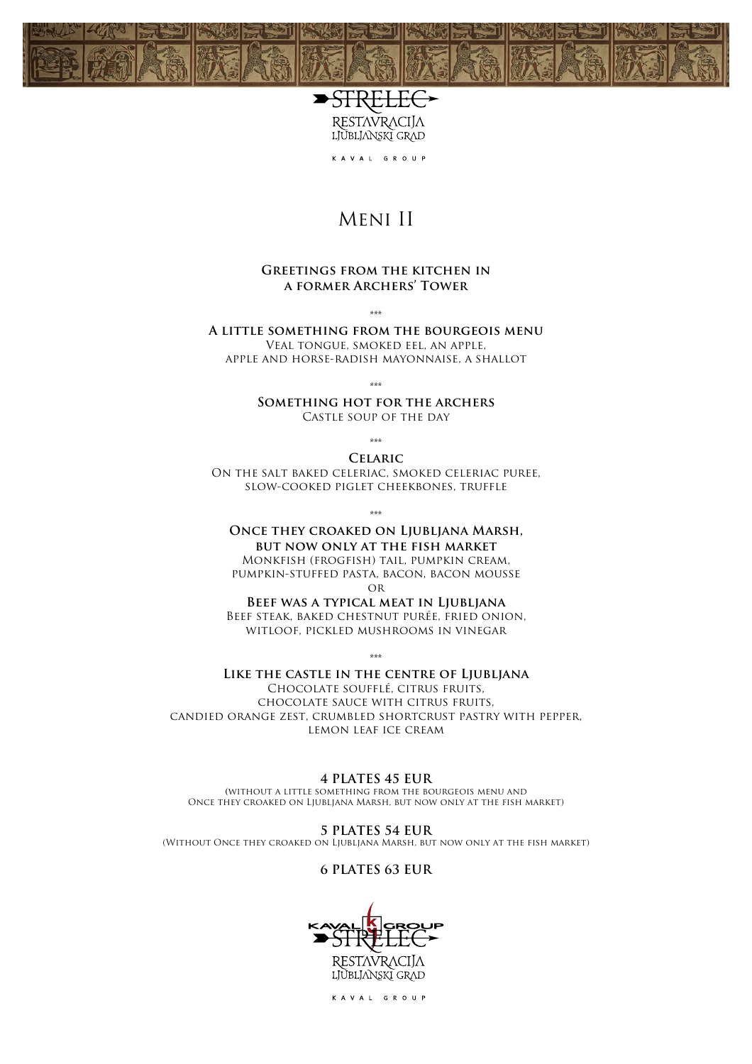STRELEC
RESTAVRACIJA
LJUBLJANSKI GRAD

KAVAL GROUP

# Meni II

**Greetings from the kitchen in a former Archers' Tower**

\*\*\*

**A little something from the bourgeois menu**
Veal tongue, smoked eel, an apple, apple and horse-radish mayonnaise, a shallot

\*\*\*

**Something hot for the archers**
Castle soup of the day

\*\*\*

**Celaric**
On the salt baked celeriac, smoked celeriac puree, slow-cooked piglet cheekbones, truffle

\*\*\*

**Once they croaked on Ljubljana Marsh, but now only at the fish market**
Monkfish (frogfish) tail, pumpkin cream, pumpkin-stuffed pasta, bacon, bacon mousse

or

**Beef was a typical meat in Ljubljana**
Beef steak, baked chestnut purée, fried onion, witloof, pickled mushrooms in vinegar

\*\*\*

**Like the castle in the centre of Ljubljana**
Chocolate soufflé, citrus fruits, chocolate sauce with citrus fruits, candied orange zest, crumbled shortcrust pastry with pepper, lemon leaf ice cream

**4 PLATES 45 EUR**
(without a little something from the bourgeois menu and Once they croaked on Ljubljana Marsh, but now only at the fish market)

**5 PLATES 54 EUR**
(Without Once they croaked on Ljubljana Marsh, but now only at the fish market)

**6 PLATES 63 EUR**

KAVAL GROUP
STRELEC
RESTAVRACIJA
LJUBLJANSKI GRAD

KAVAL GROUP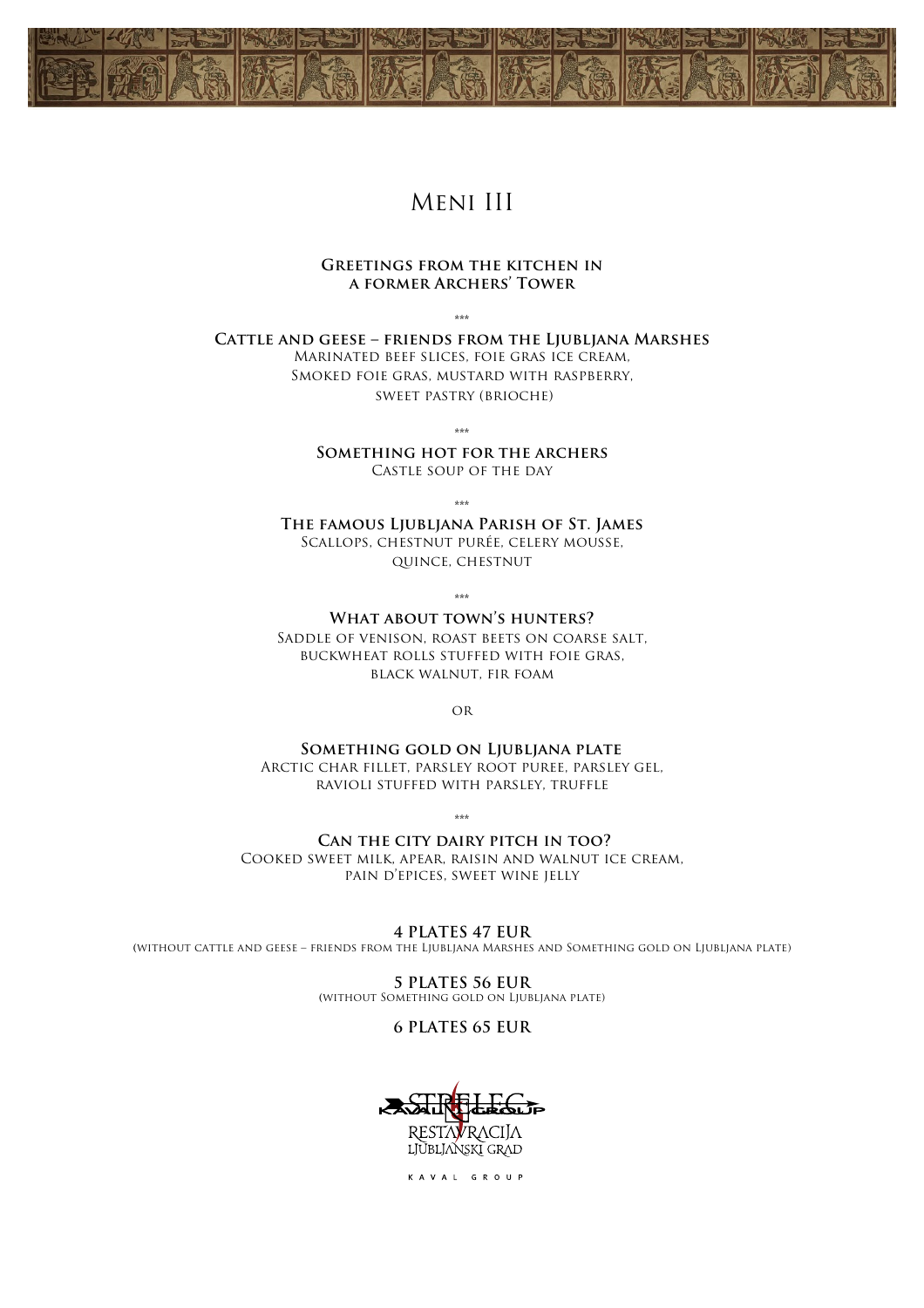# Meni III

**Greetings from the kitchen in a former Archers' Tower**

\*\*\*

**Cattle and geese – friends from the Ljubljana Marshes**
Marinated beef slices, foie gras ice cream,
Smoked foie gras, mustard with raspberry,
sweet pastry (brioche)

\*\*\*

**Something hot for the archers**
Castle soup of the day

\*\*\*

**The famous Ljubljana Parish of St. James**
Scallops, chestnut purée, celery mousse,
quince, chestnut

\*\*\*

**What about town's hunters?**
Saddle of venison, roast beets on coarse salt,
buckwheat rolls stuffed with foie gras,
black walnut, fir foam

or

**Something gold on Ljubljana plate**
Arctic char fillet, parsley root puree, parsley gel,
ravioli stuffed with parsley, truffle

\*\*\*

**Can the city dairy pitch in too?**
Cooked sweet milk, apear, raisin and walnut ice cream,
pain d'epices, sweet wine jelly

**4 PLATES 47 EUR**
(without cattle and geese – friends from the Ljubljana Marshes and Something gold on Ljubljana plate)

**5 PLATES 56 EUR**
(without Something gold on Ljubljana plate)

**6 PLATES 65 EUR**

STRELEC
KAVAL GROUP
RESTAVRACIJA
LJUBLJANSKI GRAD

KAVAL GROUP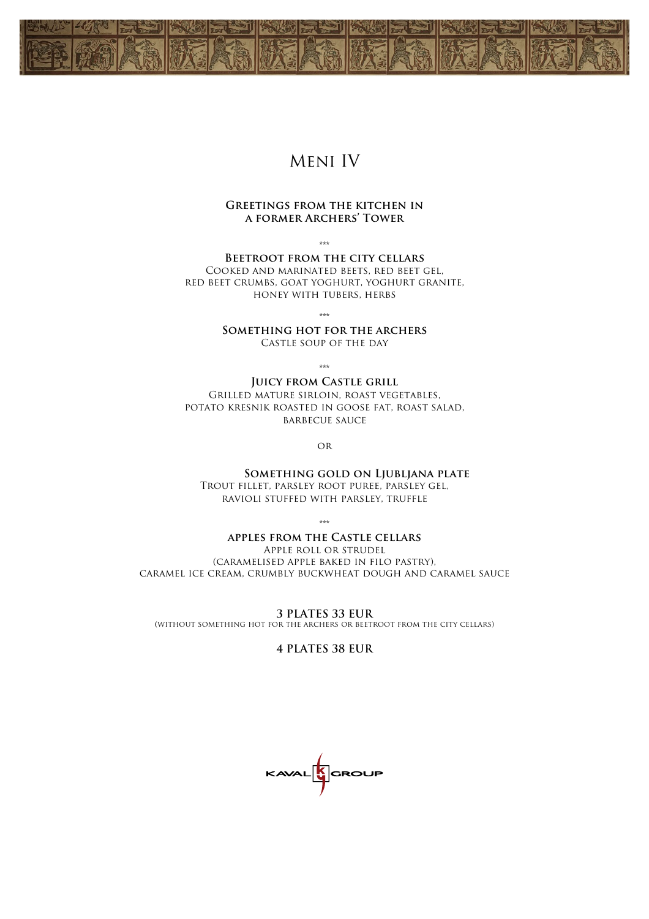# Meni IV

**Greetings from the kitchen in a former Archers' Tower**

\*\*\*

**Beetroot from the city cellars**
Cooked and marinated beets, red beet gel, red beet crumbs, goat yoghurt, yoghurt granite, honey with tubers, herbs

\*\*\*

**Something hot for the archers**
Castle soup of the day

\*\*\*

**Juicy from Castle grill**
Grilled mature sirloin, roast vegetables, potato kresnik roasted in goose fat, roast salad, barbecue sauce

or

**Something gold on Ljubljana plate**
Trout fillet, parsley root puree, parsley gel, ravioli stuffed with parsley, truffle

\*\*\*

**apples from the Castle cellars**
Apple roll or strudel (caramelised apple baked in filo pastry), caramel ice cream, crumbly buckwheat dough and caramel sauce

**3 PLATES 33 EUR**
(without something hot for the archers or beetroot from the city cellars)

**4 PLATES 38 EUR**

KAVAL GROUP